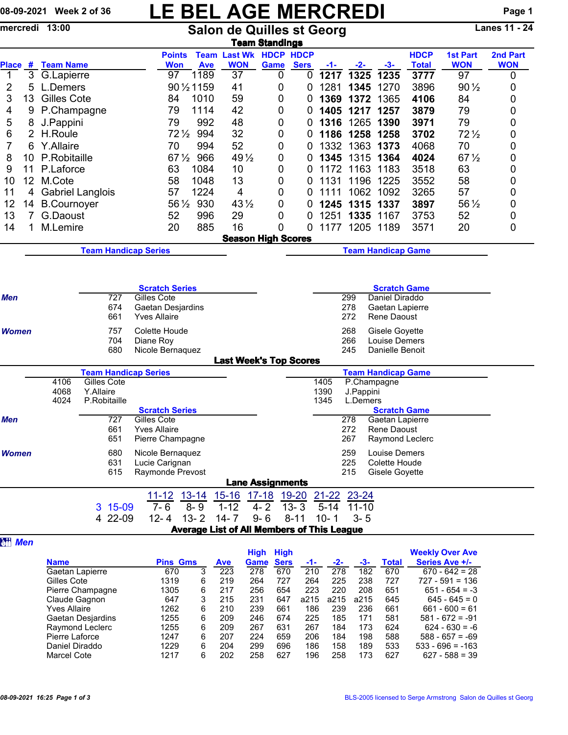# LE BEL AGE MERCREDI

08-09-2021 Week 2 of 36

mercredi 13:00

## Salon de Quilles st Georg

Lanes 11 - 24

### Team Standings

| Place | # | Team Name | Points Won | Team Ave | Last Wk WON | HDCP Game | HDCP Sers | -1- | -2- | -3- | HDCP Total | 1st Part WON | 2nd Part WON |
|---|---|---|---|---|---|---|---|---|---|---|---|---|---|
| 1 | 3 | G.Lapierre | 97 | 1189 | 37 | 0 | 0 | **1217** | **1325** | **1235** | **3777** | 97 | 0 |
| 2 | 5 | L.Demers | 90½ | 1159 | 41 | 0 | 0 | 1281 | **1345** | 1270 | 3896 | 90½ | 0 |
| 3 | 13 | Gilles Cote | 84 | 1010 | 59 | 0 | 0 | **1369** | **1372** | 1365 | **4106** | 84 | 0 |
| 4 | 9 | P.Champagne | 79 | 1114 | 42 | 0 | 0 | **1405** | **1217** | **1257** | **3879** | 79 | 0 |
| 5 | 8 | J.Pappini | 79 | 992 | 48 | 0 | 0 | **1316** | 1265 | **1390** | **3971** | 79 | 0 |
| 6 | 2 | H.Roule | 72½ | 994 | 32 | 0 | 0 | **1186** | **1258** | **1258** | **3702** | 72½ | 0 |
| 7 | 6 | Y.Allaire | 70 | 994 | 52 | 0 | 0 | 1332 | 1363 | **1373** | 4068 | 70 | 0 |
| 8 | 10 | P.Robitaille | 67½ | 966 | 49½ | 0 | 0 | **1345** | 1315 | **1364** | **4024** | 67½ | 0 |
| 9 | 11 | P.Laforce | 63 | 1084 | 10 | 0 | 0 | 1172 | 1163 | 1183 | 3518 | 63 | 0 |
| 10 | 12 | M.Cote | 58 | 1048 | 13 | 0 | 0 | 1131 | 1196 | 1225 | 3552 | 58 | 0 |
| 11 | 4 | Gabriel Langlois | 57 | 1224 | 4 | 0 | 0 | 1111 | 1062 | 1092 | 3265 | 57 | 0 |
| 12 | 14 | B.Cournoyer | 56½ | 930 | 43½ | 0 | 0 | **1245** | **1315** | **1337** | **3897** | 56½ | 0 |
| 13 | 7 | G.Daoust | 52 | 996 | 29 | 0 | 0 | 1251 | **1335** | 1167 | 3753 | 52 | 0 |
| 14 | 1 | M.Lemire | 20 | 885 | 16 | 0 | 0 | 1177 | 1205 | 1189 | 3571 | 20 | 0 |

### Season High Scores

**Team Handicap Series** | **Team Handicap Game**

**Scratch Series**

| | Score | Name |
|---|---|---|
| *Men* | 727 | Gilles Cote |
| | 674 | Gaetan Desjardins |
| | 661 | Yves Allaire |
| *Women* | 757 | Colette Houde |
| | 704 | Diane Roy |
| | 680 | Nicole Bernaquez |

**Scratch Game**

| | Score | Name |
|---|---|---|
| *Men* | 299 | Daniel Diraddo |
| | 278 | Gaetan Lapierre |
| | 272 | Rene Daoust |
| *Women* | 268 | Gisele Goyette |
| | 266 | Louise Demers |
| | 245 | Danielle Benoit |

### Last Week's Top Scores

**Team Handicap Series**

| Score | Team |
|---|---|
| 4106 | Gilles Cote |
| 4068 | Y.Allaire |
| 4024 | P.Robitaille |

**Team Handicap Game**

| Score | Team |
|---|---|
| 1405 | P.Champagne |
| 1390 | J.Pappini |
| 1345 | L.Demers |

**Scratch Series**

| | Score | Name |
|---|---|---|
| *Men* | 727 | Gilles Cote |
| | 661 | Yves Allaire |
| | 651 | Pierre Champagne |
| *Women* | 680 | Nicole Bernaquez |
| | 631 | Lucie Carignan |
| | 615 | Raymonde Prevost |

**Scratch Game**

| | Score | Name |
|---|---|---|
| *Men* | 278 | Gaetan Lapierre |
| | 272 | Rene Daoust |
| | 267 | Raymond Leclerc |
| *Women* | 259 | Louise Demers |
| | 225 | Colette Houde |
| | 215 | Gisele Goyette |

### Lane Assignments

| | 11-12 | 13-14 | 15-16 | 17-18 | 19-20 | 21-22 | 23-24 |
|---|---|---|---|---|---|---|---|
| 3 15-09 | 7- 6 | 8- 9 | 1-12 | 4- 2 | 13- 3 | 5-14 | 11-10 |
| 4 22-09 | 12- 4 | 13- 2 | 14- 7 | 9- 6 | 8-11 | 10- 1 | 3- 5 |

### Average List of All Members of This League

***Men***

| Name | Pins | Gms | Ave | High Game | High Sers | -1- | -2- | -3- | Total | Weekly Over Ave Series Ave +/- |
|---|---|---|---|---|---|---|---|---|---|---|
| Gaetan Lapierre | 670 | 3 | 223 | 278 | 670 | 210 | 278 | 182 | 670 | 670 - 642 = 28 |
| Gilles Cote | 1319 | 6 | 219 | 264 | 727 | 264 | 225 | 238 | 727 | 727 - 591 = 136 |
| Pierre Champagne | 1305 | 6 | 217 | 256 | 654 | 223 | 220 | 208 | 651 | 651 - 654 = -3 |
| Claude Gagnon | 647 | 3 | 215 | 231 | 647 | a215 | a215 | a215 | 645 | 645 - 645 = 0 |
| Yves Allaire | 1262 | 6 | 210 | 239 | 661 | 186 | 239 | 236 | 661 | 661 - 600 = 61 |
| Gaetan Desjardins | 1255 | 6 | 209 | 246 | 674 | 225 | 185 | 171 | 581 | 581 - 672 = -91 |
| Raymond Leclerc | 1255 | 6 | 209 | 267 | 631 | 267 | 184 | 173 | 624 | 624 - 630 = -6 |
| Pierre Laforce | 1247 | 6 | 207 | 224 | 659 | 206 | 184 | 198 | 588 | 588 - 657 = -69 |
| Daniel Diraddo | 1229 | 6 | 204 | 299 | 696 | 186 | 158 | 189 | 533 | 533 - 696 = -163 |
| Marcel Cote | 1217 | 6 | 202 | 258 | 627 | 196 | 258 | 173 | 627 | 627 - 588 = 39 |

08-09-2021 16:25

BLS-2005 licensed to Serge Armstrong Salon de Quilles st Georg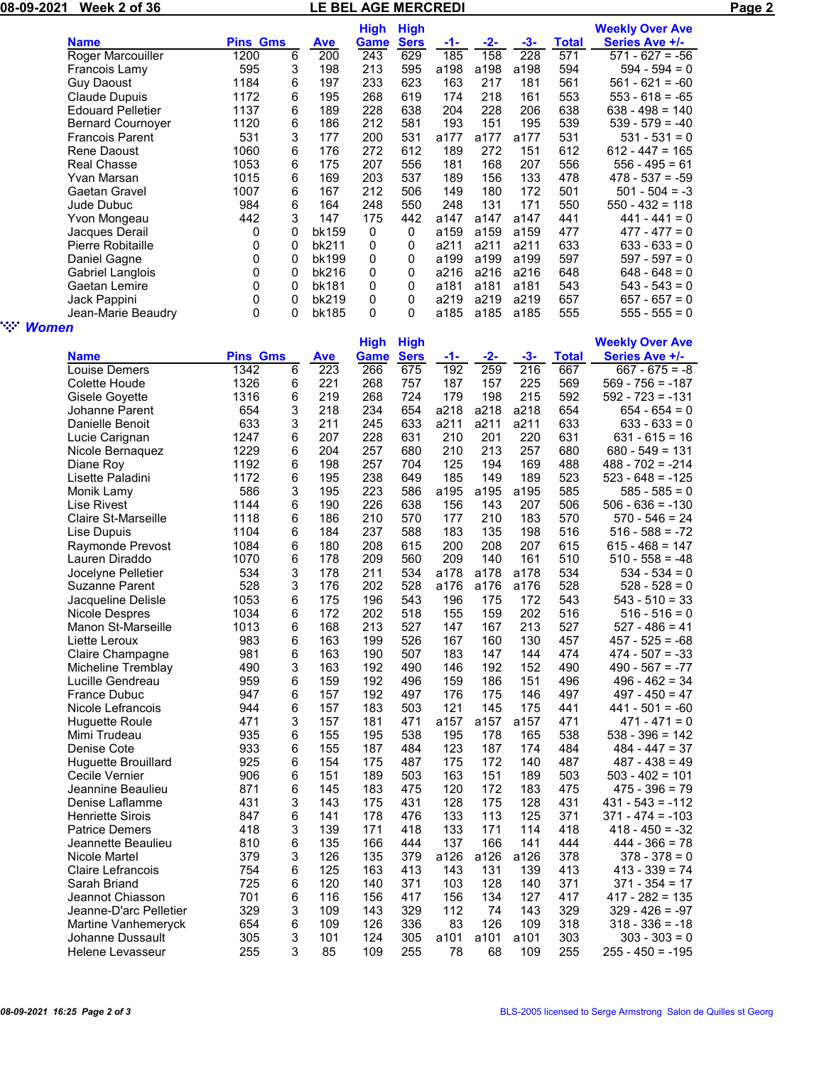| Name | Pins | Gms | Ave | High Game | High Sers | -1- | -2- | -3- | Total | Weekly Over Ave Series Ave +/- |
|---|---|---|---|---|---|---|---|---|---|---|
| Roger Marcouiller | 1200 | 6 | 200 | 243 | 629 | 185 | 158 | 228 | 571 | 571 - 627 = -56 |
| Francois Lamy | 595 | 3 | 198 | 213 | 595 | a198 | a198 | a198 | 594 | 594 - 594 = 0 |
| Guy Daoust | 1184 | 6 | 197 | 233 | 623 | 163 | 217 | 181 | 561 | 561 - 621 = -60 |
| Claude Dupuis | 1172 | 6 | 195 | 268 | 619 | 174 | 218 | 161 | 553 | 553 - 618 = -65 |
| Edouard Pelletier | 1137 | 6 | 189 | 228 | 638 | 204 | 228 | 206 | 638 | 638 - 498 = 140 |
| Bernard Cournoyer | 1120 | 6 | 186 | 212 | 581 | 193 | 151 | 195 | 539 | 539 - 579 = -40 |
| Francois Parent | 531 | 3 | 177 | 200 | 531 | a177 | a177 | a177 | 531 | 531 - 531 = 0 |
| Rene Daoust | 1060 | 6 | 176 | 272 | 612 | 189 | 272 | 151 | 612 | 612 - 447 = 165 |
| Real Chasse | 1053 | 6 | 175 | 207 | 556 | 181 | 168 | 207 | 556 | 556 - 495 = 61 |
| Yvan Marsan | 1015 | 6 | 169 | 203 | 537 | 189 | 156 | 133 | 478 | 478 - 537 = -59 |
| Gaetan Gravel | 1007 | 6 | 167 | 212 | 506 | 149 | 180 | 172 | 501 | 501 - 504 = -3 |
| Jude Dubuc | 984 | 6 | 164 | 248 | 550 | 248 | 131 | 171 | 550 | 550 - 432 = 118 |
| Yvon Mongeau | 442 | 3 | 147 | 175 | 442 | a147 | a147 | a147 | 441 | 441 - 441 = 0 |
| Jacques Derail | 0 | 0 | bk159 | 0 | 0 | a159 | a159 | a159 | 477 | 477 - 477 = 0 |
| Pierre Robitaille | 0 | 0 | bk211 | 0 | 0 | a211 | a211 | a211 | 633 | 633 - 633 = 0 |
| Daniel Gagne | 0 | 0 | bk199 | 0 | 0 | a199 | a199 | a199 | 597 | 597 - 597 = 0 |
| Gabriel Langlois | 0 | 0 | bk216 | 0 | 0 | a216 | a216 | a216 | 648 | 648 - 648 = 0 |
| Gaetan Lemire | 0 | 0 | bk181 | 0 | 0 | a181 | a181 | a181 | 543 | 543 - 543 = 0 |
| Jack Pappini | 0 | 0 | bk219 | 0 | 0 | a219 | a219 | a219 | 657 | 657 - 657 = 0 |
| Jean-Marie Beaudry | 0 | 0 | bk185 | 0 | 0 | a185 | a185 | a185 | 555 | 555 - 555 = 0 |

### Women

| Name | Pins | Gms | Ave | High Game | High Sers | -1- | -2- | -3- | Total | Weekly Over Ave Series Ave +/- |
|---|---|---|---|---|---|---|---|---|---|---|
| Louise Demers | 1342 | 6 | 223 | 266 | 675 | 192 | 259 | 216 | 667 | 667 - 675 = -8 |
| Colette Houde | 1326 | 6 | 221 | 268 | 757 | 187 | 157 | 225 | 569 | 569 - 756 = -187 |
| Gisele Goyette | 1316 | 6 | 219 | 268 | 724 | 179 | 198 | 215 | 592 | 592 - 723 = -131 |
| Johanne Parent | 654 | 3 | 218 | 234 | 654 | a218 | a218 | a218 | 654 | 654 - 654 = 0 |
| Danielle Benoit | 633 | 3 | 211 | 245 | 633 | a211 | a211 | a211 | 633 | 633 - 633 = 0 |
| Lucie Carignan | 1247 | 6 | 207 | 228 | 631 | 210 | 201 | 220 | 631 | 631 - 615 = 16 |
| Nicole Bernaquez | 1229 | 6 | 204 | 257 | 680 | 210 | 213 | 257 | 680 | 680 - 549 = 131 |
| Diane Roy | 1192 | 6 | 198 | 257 | 704 | 125 | 194 | 169 | 488 | 488 - 702 = -214 |
| Lisette Paladini | 1172 | 6 | 195 | 238 | 649 | 185 | 149 | 189 | 523 | 523 - 648 = -125 |
| Monik Lamy | 586 | 3 | 195 | 223 | 586 | a195 | a195 | a195 | 585 | 585 - 585 = 0 |
| Lise Rivest | 1144 | 6 | 190 | 226 | 638 | 156 | 143 | 207 | 506 | 506 - 636 = -130 |
| Claire St-Marseille | 1118 | 6 | 186 | 210 | 570 | 177 | 210 | 183 | 570 | 570 - 546 = 24 |
| Lise Dupuis | 1104 | 6 | 184 | 237 | 588 | 183 | 135 | 198 | 516 | 516 - 588 = -72 |
| Raymonde Prevost | 1084 | 6 | 180 | 208 | 615 | 200 | 208 | 207 | 615 | 615 - 468 = 147 |
| Lauren Diraddo | 1070 | 6 | 178 | 209 | 560 | 209 | 140 | 161 | 510 | 510 - 558 = -48 |
| Jocelyne Pelletier | 534 | 3 | 178 | 211 | 534 | a178 | a178 | a178 | 534 | 534 - 534 = 0 |
| Suzanne Parent | 528 | 3 | 176 | 202 | 528 | a176 | a176 | a176 | 528 | 528 - 528 = 0 |
| Jacqueline Delisle | 1053 | 6 | 175 | 196 | 543 | 196 | 175 | 172 | 543 | 543 - 510 = 33 |
| Nicole Despres | 1034 | 6 | 172 | 202 | 518 | 155 | 159 | 202 | 516 | 516 - 516 = 0 |
| Manon St-Marseille | 1013 | 6 | 168 | 213 | 527 | 147 | 167 | 213 | 527 | 527 - 486 = 41 |
| Liette Leroux | 983 | 6 | 163 | 199 | 526 | 167 | 160 | 130 | 457 | 457 - 525 = -68 |
| Claire Champagne | 981 | 6 | 163 | 190 | 507 | 183 | 147 | 144 | 474 | 474 - 507 = -33 |
| Micheline Tremblay | 490 | 3 | 163 | 192 | 490 | 146 | 192 | 152 | 490 | 490 - 567 = -77 |
| Lucille Gendreau | 959 | 6 | 159 | 192 | 496 | 159 | 186 | 151 | 496 | 496 - 462 = 34 |
| France Dubuc | 947 | 6 | 157 | 192 | 497 | 176 | 175 | 146 | 497 | 497 - 450 = 47 |
| Nicole Lefrancois | 944 | 6 | 157 | 183 | 503 | 121 | 145 | 175 | 441 | 441 - 501 = -60 |
| Huguette Roule | 471 | 3 | 157 | 181 | 471 | a157 | a157 | a157 | 471 | 471 - 471 = 0 |
| Mimi Trudeau | 935 | 6 | 155 | 195 | 538 | 195 | 178 | 165 | 538 | 538 - 396 = 142 |
| Denise Cote | 933 | 6 | 155 | 187 | 484 | 123 | 187 | 174 | 484 | 484 - 447 = 37 |
| Huguette Brouillard | 925 | 6 | 154 | 175 | 487 | 175 | 172 | 140 | 487 | 487 - 438 = 49 |
| Cecile Vernier | 906 | 6 | 151 | 189 | 503 | 163 | 151 | 189 | 503 | 503 - 402 = 101 |
| Jeannine Beaulieu | 871 | 6 | 145 | 183 | 475 | 120 | 172 | 183 | 475 | 475 - 396 = 79 |
| Denise Laflamme | 431 | 3 | 143 | 175 | 431 | 128 | 175 | 128 | 431 | 431 - 543 = -112 |
| Henriette Sirois | 847 | 6 | 141 | 178 | 476 | 133 | 113 | 125 | 371 | 371 - 474 = -103 |
| Patrice Demers | 418 | 3 | 139 | 171 | 418 | 133 | 171 | 114 | 418 | 418 - 450 = -32 |
| Jeannette Beaulieu | 810 | 6 | 135 | 166 | 444 | 137 | 166 | 141 | 444 | 444 - 366 = 78 |
| Nicole Martel | 379 | 3 | 126 | 135 | 379 | a126 | a126 | a126 | 378 | 378 - 378 = 0 |
| Claire Lefrancois | 754 | 6 | 125 | 163 | 413 | 143 | 131 | 139 | 413 | 413 - 339 = 74 |
| Sarah Briand | 725 | 6 | 120 | 140 | 371 | 103 | 128 | 140 | 371 | 371 - 354 = 17 |
| Jeannot Chiasson | 701 | 6 | 116 | 156 | 417 | 156 | 134 | 127 | 417 | 417 - 282 = 135 |
| Jeanne-D'arc Pelletier | 329 | 3 | 109 | 143 | 329 | 112 | 74 | 143 | 329 | 329 - 426 = -97 |
| Martine Vanhemeryck | 654 | 6 | 109 | 126 | 336 | 83 | 126 | 109 | 318 | 318 - 336 = -18 |
| Johanne Dussault | 305 | 3 | 101 | 124 | 305 | a101 | a101 | a101 | 303 | 303 - 303 = 0 |
| Helene Levasseur | 255 | 3 | 85 | 109 | 255 | 78 | 68 | 109 | 255 | 255 - 450 = -195 |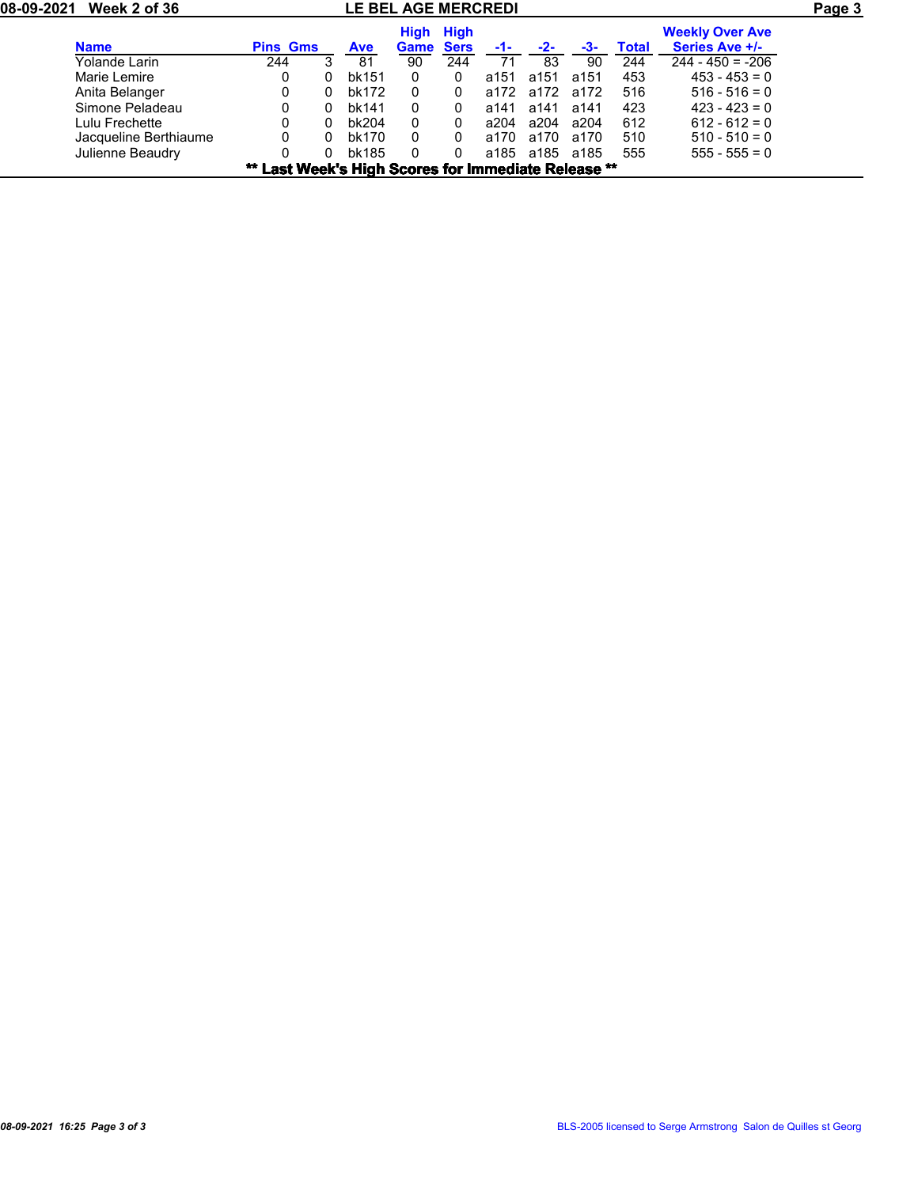| Name | Pins | Gms | Ave | High Game | High Sers | -1- | -2- | -3- | Total | Weekly Over Ave Series Ave +/- |
|---|---|---|---|---|---|---|---|---|---|---|
| Yolande Larin | 244 | 3 | 81 | 90 | 244 | 71 | 83 | 90 | 244 | 244 - 450 = -206 |
| Marie Lemire | 0 | 0 | bk151 | 0 | 0 | a151 | a151 | a151 | 453 | 453 - 453 = 0 |
| Anita Belanger | 0 | 0 | bk172 | 0 | 0 | a172 | a172 | a172 | 516 | 516 - 516 = 0 |
| Simone Peladeau | 0 | 0 | bk141 | 0 | 0 | a141 | a141 | a141 | 423 | 423 - 423 = 0 |
| Lulu Frechette | 0 | 0 | bk204 | 0 | 0 | a204 | a204 | a204 | 612 | 612 - 612 = 0 |
| Jacqueline Berthiaume | 0 | 0 | bk170 | 0 | 0 | a170 | a170 | a170 | 510 | 510 - 510 = 0 |
| Julienne Beaudry | 0 | 0 | bk185 | 0 | 0 | a185 | a185 | a185 | 555 | 555 - 555 = 0 |

**** Last Week's High Scores for Immediate Release ****